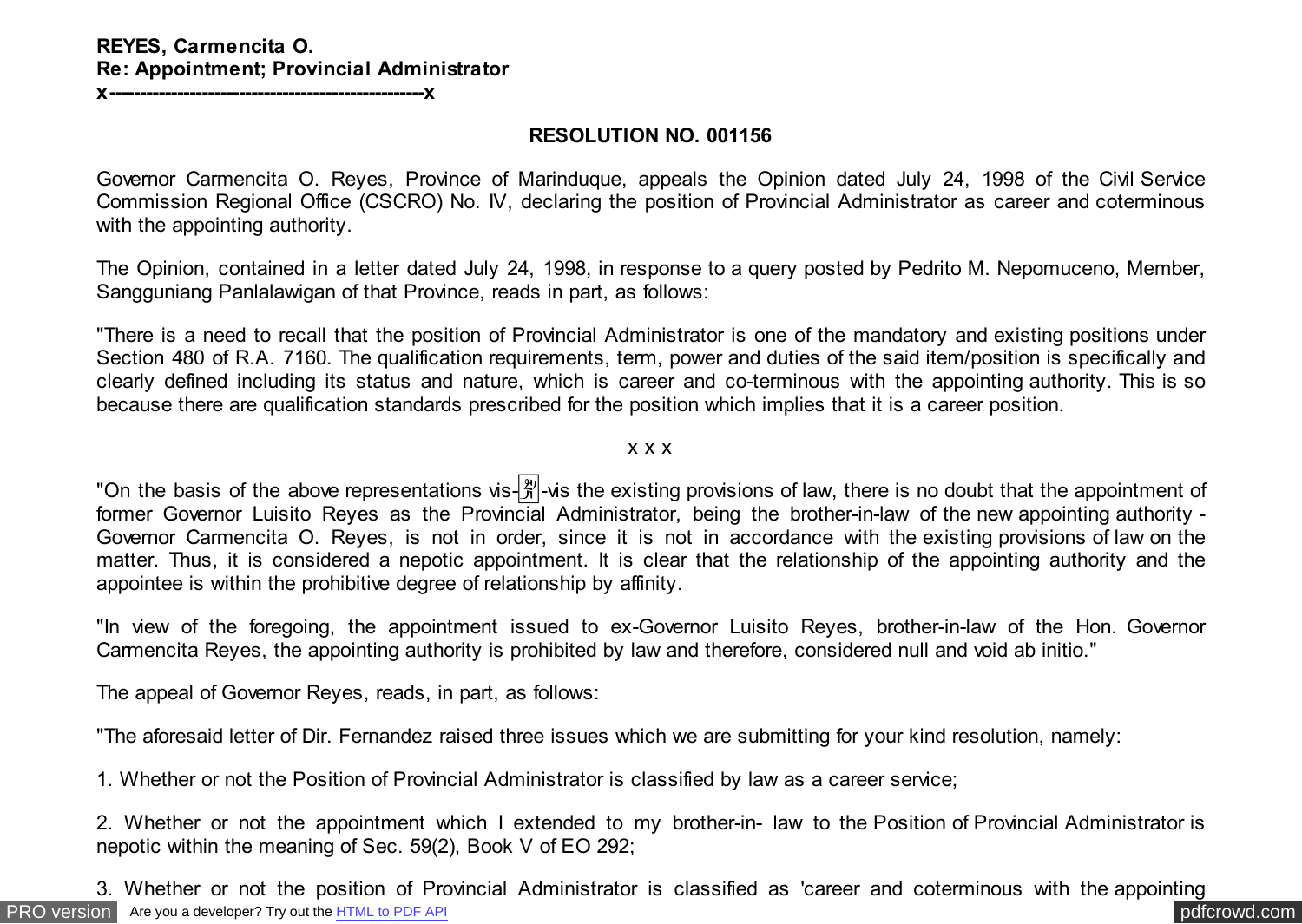**REYES, Carmencita O.**
**Re: Appointment; Provincial Administrator**
**x---------------------------------------------------x**

**RESOLUTION NO. 001156**

Governor Carmencita O. Reyes, Province of Marinduque, appeals the Opinion dated July 24, 1998 of the Civil Service Commission Regional Office (CSCRO) No. IV, declaring the position of Provincial Administrator as career and coterminous with the appointing authority.

The Opinion, contained in a letter dated July 24, 1998, in response to a query posted by Pedrito M. Nepomuceno, Member, Sangguniang Panlalawigan of that Province, reads in part, as follows:

"There is a need to recall that the position of Provincial Administrator is one of the mandatory and existing positions under Section 480 of R.A. 7160. The qualification requirements, term, power and duties of the said item/position is specifically and clearly defined including its status and nature, which is career and co-terminous with the appointing authority. This is so because there are qualification standards prescribed for the position which implies that it is a career position.

x x x

"On the basis of the above representations vis-à-vis the existing provisions of law, there is no doubt that the appointment of former Governor Luisito Reyes as the Provincial Administrator, being the brother-in-law of the new appointing authority - Governor Carmencita O. Reyes, is not in order, since it is not in accordance with the existing provisions of law on the matter. Thus, it is considered a nepotic appointment. It is clear that the relationship of the appointing authority and the appointee is within the prohibitive degree of relationship by affinity.

"In view of the foregoing, the appointment issued to ex-Governor Luisito Reyes, brother-in-law of the Hon. Governor Carmencita Reyes, the appointing authority is prohibited by law and therefore, considered null and void ab initio."

The appeal of Governor Reyes, reads, in part, as follows:

"The aforesaid letter of Dir. Fernandez raised three issues which we are submitting for your kind resolution, namely:

1. Whether or not the Position of Provincial Administrator is classified by law as a career service;

2. Whether or not the appointment which I extended to my brother-in- law to the Position of Provincial Administrator is nepotic within the meaning of Sec. 59(2), Book V of EO 292;

3. Whether or not the position of Provincial Administrator is classified as 'career and coterminous with the appointing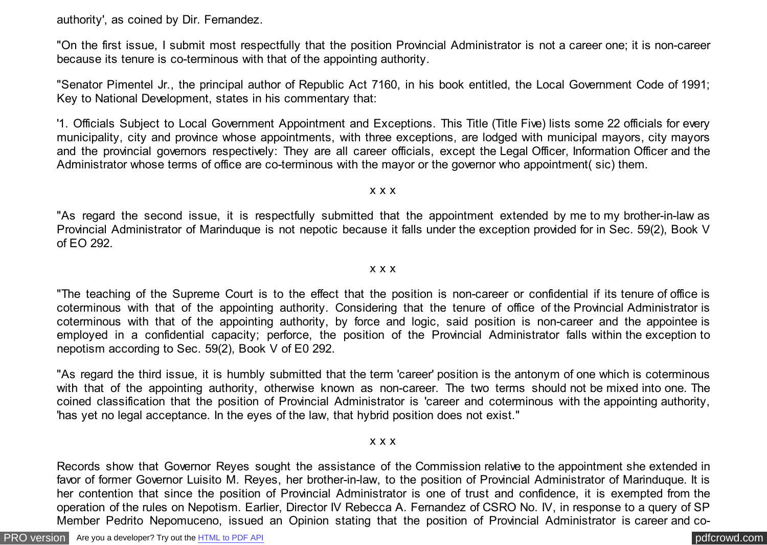authority', as coined by Dir. Fernandez.

"On the first issue, I submit most respectfully that the position Provincial Administrator is not a career one; it is non-career because its tenure is co-terminous with that of the appointing authority.

"Senator Pimentel Jr., the principal author of Republic Act 7160, in his book entitled, the Local Government Code of 1991; Key to National Development, states in his commentary that:

'1. Officials Subject to Local Government Appointment and Exceptions. This Title (Title Five) lists some 22 officials for every municipality, city and province whose appointments, with three exceptions, are lodged with municipal mayors, city mayors and the provincial governors respectively: They are all career officials, except the Legal Officer, Information Officer and the Administrator whose terms of office are co-terminous with the mayor or the governor who appointment( sic) them.

x x x

"As regard the second issue, it is respectfully submitted that the appointment extended by me to my brother-in-law as Provincial Administrator of Marinduque is not nepotic because it falls under the exception provided for in Sec. 59(2), Book V of EO 292.

x x x

"The teaching of the Supreme Court is to the effect that the position is non-career or confidential if its tenure of office is coterminous with that of the appointing authority. Considering that the tenure of office of the Provincial Administrator is coterminous with that of the appointing authority, by force and logic, said position is non-career and the appointee is employed in a confidential capacity; perforce, the position of the Provincial Administrator falls within the exception to nepotism according to Sec. 59(2), Book V of E0 292.

"As regard the third issue, it is humbly submitted that the term 'career' position is the antonym of one which is coterminous with that of the appointing authority, otherwise known as non-career. The two terms should not be mixed into one. The coined classification that the position of Provincial Administrator is 'career and coterminous with the appointing authority, 'has yet no legal acceptance. In the eyes of the law, that hybrid position does not exist."

x x x

Records show that Governor Reyes sought the assistance of the Commission relative to the appointment she extended in favor of former Governor Luisito M. Reyes, her brother-in-law, to the position of Provincial Administrator of Marinduque. It is her contention that since the position of Provincial Administrator is one of trust and confidence, it is exempted from the operation of the rules on Nepotism. Earlier, Director IV Rebecca A. Fernandez of CSRO No. IV, in response to a query of SP Member Pedrito Nepomuceno, issued an Opinion stating that the position of Provincial Administrator is career and co-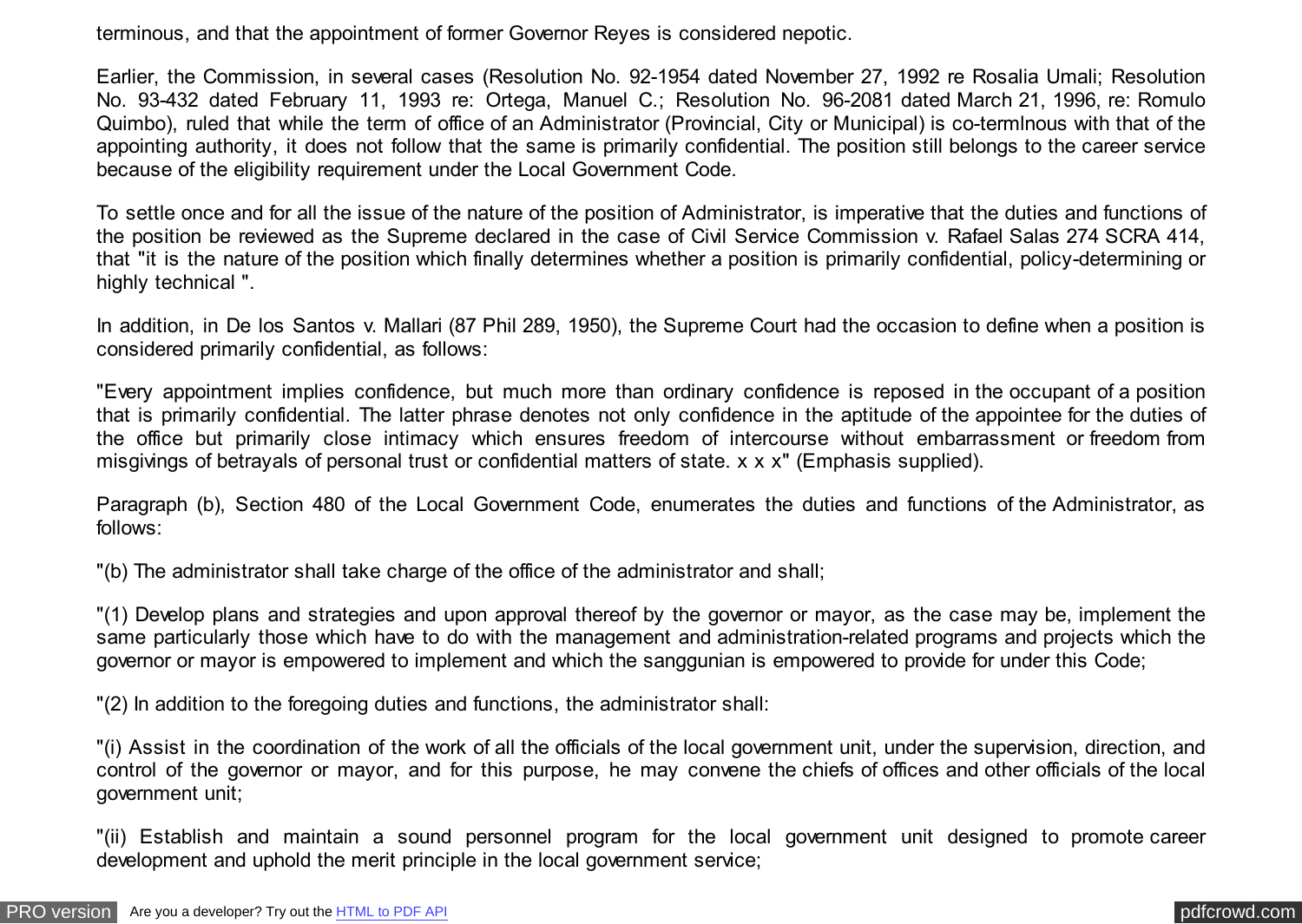terminous, and that the appointment of former Governor Reyes is considered nepotic.

Earlier, the Commission, in several cases (Resolution No. 92-1954 dated November 27, 1992 re Rosalia Umali; Resolution No. 93-432 dated February 11, 1993 re: Ortega, Manuel C.; Resolution No. 96-2081 dated March 21, 1996, re: Romulo Quimbo), ruled that while the term of office of an Administrator (Provincial, City or Municipal) is co-termInous with that of the appointing authority, it does not follow that the same is primarily confidential. The position still belongs to the career service because of the eligibility requirement under the Local Government Code.

To settle once and for all the issue of the nature of the position of Administrator, is imperative that the duties and functions of the position be reviewed as the Supreme declared in the case of Civil Service Commission v. Rafael Salas 274 SCRA 414, that "it is the nature of the position which finally determines whether a position is primarily confidential, policy-determining or highly technical ".

In addition, in De los Santos v. Mallari (87 Phil 289, 1950), the Supreme Court had the occasion to define when a position is considered primarily confidential, as follows:

"Every appointment implies confidence, but much more than ordinary confidence is reposed in the occupant of a position that is primarily confidential. The latter phrase denotes not only confidence in the aptitude of the appointee for the duties of the office but primarily close intimacy which ensures freedom of intercourse without embarrassment or freedom from misgivings of betrayals of personal trust or confidential matters of state. x x x" (Emphasis supplied).

Paragraph (b), Section 480 of the Local Government Code, enumerates the duties and functions of the Administrator, as follows:

"(b) The administrator shall take charge of the office of the administrator and shall;

"(1) Develop plans and strategies and upon approval thereof by the governor or mayor, as the case may be, implement the same particularly those which have to do with the management and administration-related programs and projects which the governor or mayor is empowered to implement and which the sanggunian is empowered to provide for under this Code;

"(2) In addition to the foregoing duties and functions, the administrator shall:

"(i) Assist in the coordination of the work of all the officials of the local government unit, under the supervision, direction, and control of the governor or mayor, and for this purpose, he may convene the chiefs of offices and other officials of the local government unit;

"(ii) Establish and maintain a sound personnel program for the local government unit designed to promote career development and uphold the merit principle in the local government service;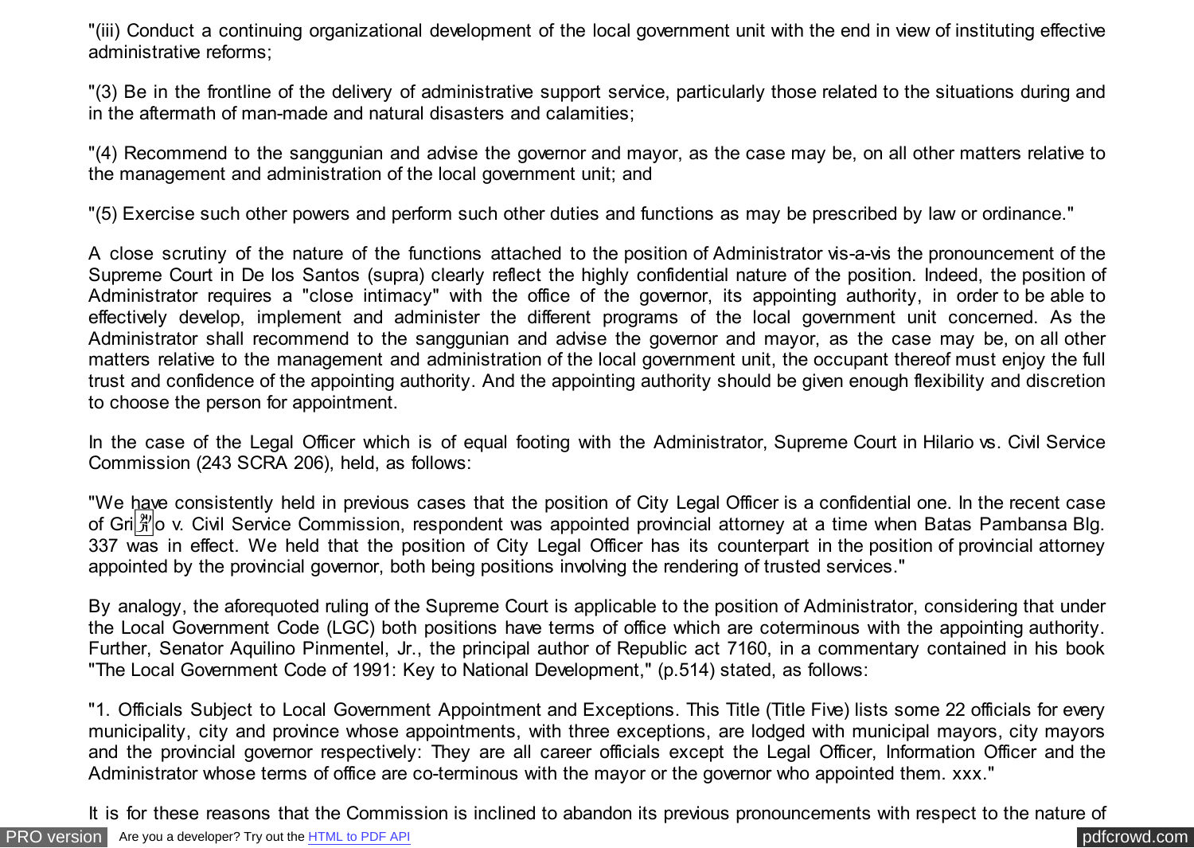"(iii) Conduct a continuing organizational development of the local government unit with the end in view of instituting effective administrative reforms;

"(3) Be in the frontline of the delivery of administrative support service, particularly those related to the situations during and in the aftermath of man-made and natural disasters and calamities;

"(4) Recommend to the sanggunian and advise the governor and mayor, as the case may be, on all other matters relative to the management and administration of the local government unit; and

"(5) Exercise such other powers and perform such other duties and functions as may be prescribed by law or ordinance."

A close scrutiny of the nature of the functions attached to the position of Administrator vis-a-vis the pronouncement of the Supreme Court in De los Santos (supra) clearly reflect the highly confidential nature of the position. Indeed, the position of Administrator requires a "close intimacy" with the office of the governor, its appointing authority, in order to be able to effectively develop, implement and administer the different programs of the local government unit concerned. As the Administrator shall recommend to the sanggunian and advise the governor and mayor, as the case may be, on all other matters relative to the management and administration of the local government unit, the occupant thereof must enjoy the full trust and confidence of the appointing authority. And the appointing authority should be given enough flexibility and discretion to choose the person for appointment.

In the case of the Legal Officer which is of equal footing with the Administrator, Supreme Court in Hilario vs. Civil Service Commission (243 SCRA 206), held, as follows:

"We have consistently held in previous cases that the position of City Legal Officer is a confidential one. In the recent case of Griño v. Civil Service Commission, respondent was appointed provincial attorney at a time when Batas Pambansa Blg. 337 was in effect. We held that the position of City Legal Officer has its counterpart in the position of provincial attorney appointed by the provincial governor, both being positions involving the rendering of trusted services."

By analogy, the aforequoted ruling of the Supreme Court is applicable to the position of Administrator, considering that under the Local Government Code (LGC) both positions have terms of office which are coterminous with the appointing authority. Further, Senator Aquilino Pinmentel, Jr., the principal author of Republic act 7160, in a commentary contained in his book "The Local Government Code of 1991: Key to National Development," (p.514) stated, as follows:

"1. Officials Subject to Local Government Appointment and Exceptions. This Title (Title Five) lists some 22 officials for every municipality, city and province whose appointments, with three exceptions, are lodged with municipal mayors, city mayors and the provincial governor respectively: They are all career officials except the Legal Officer, Information Officer and the Administrator whose terms of office are co-terminous with the mayor or the governor who appointed them. xxx."

It is for these reasons that the Commission is inclined to abandon its previous pronouncements with respect to the nature of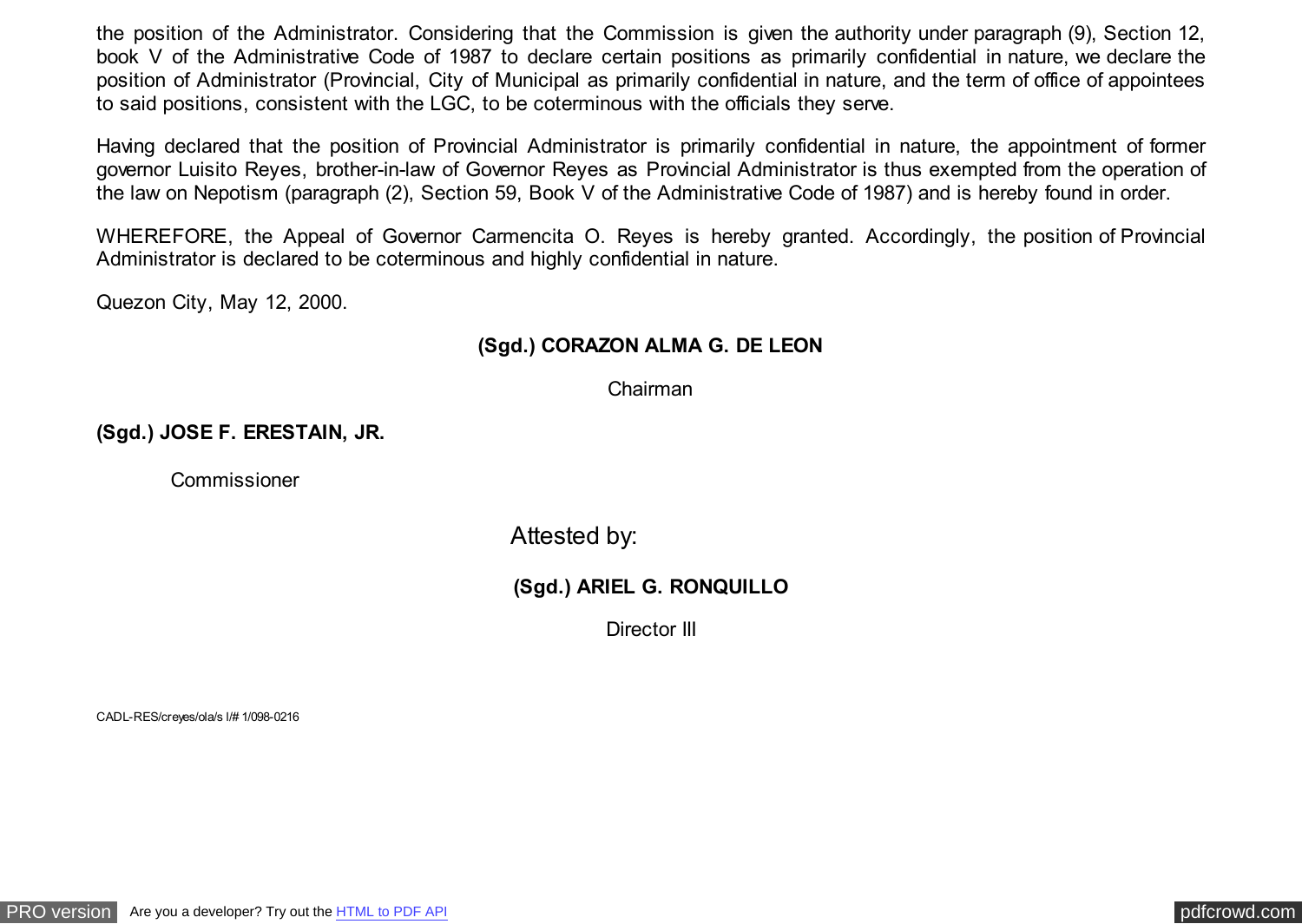the position of the Administrator. Considering that the Commission is given the authority under paragraph (9), Section 12, book V of the Administrative Code of 1987 to declare certain positions as primarily confidential in nature, we declare the position of Administrator (Provincial, City of Municipal as primarily confidential in nature, and the term of office of appointees to said positions, consistent with the LGC, to be coterminous with the officials they serve.

Having declared that the position of Provincial Administrator is primarily confidential in nature, the appointment of former governor Luisito Reyes, brother-in-law of Governor Reyes as Provincial Administrator is thus exempted from the operation of the law on Nepotism (paragraph (2), Section 59, Book V of the Administrative Code of 1987) and is hereby found in order.

WHEREFORE, the Appeal of Governor Carmencita O. Reyes is hereby granted. Accordingly, the position of Provincial Administrator is declared to be coterminous and highly confidential in nature.

Quezon City, May 12, 2000.

**(Sgd.) CORAZON ALMA G. DE LEON**

Chairman

**(Sgd.) JOSE F. ERESTAIN, JR.**

Commissioner

Attested by:

**(Sgd.) ARIEL G. RONQUILLO**

Director III

CADL-RES/creyes/ola/s l/# 1/098-0216